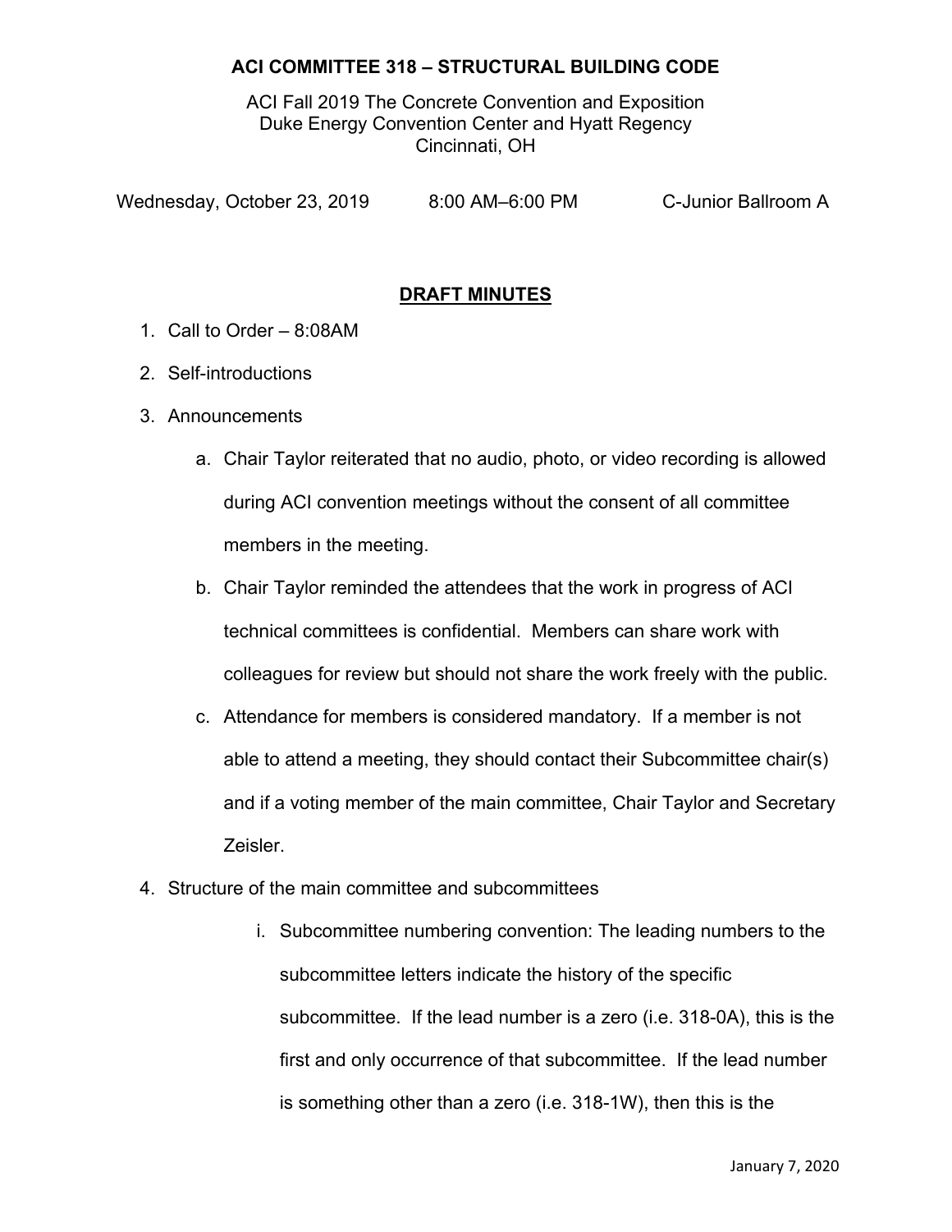**ACI COMMITTEE 318 – STRUCTURAL BUILDING CODE**

ACI Fall 2019 The Concrete Convention and Exposition
Duke Energy Convention Center and Hyatt Regency
Cincinnati, OH

Wednesday, October 23, 2019 8:00 AM–6:00 PM C-Junior Ballroom A

## DRAFT MINUTES

1. Call to Order – 8:08AM
2. Self-introductions
3. Announcements
    a. Chair Taylor reiterated that no audio, photo, or video recording is allowed during ACI convention meetings without the consent of all committee members in the meeting.
    b. Chair Taylor reminded the attendees that the work in progress of ACI technical committees is confidential. Members can share work with colleagues for review but should not share the work freely with the public.
    c. Attendance for members is considered mandatory. If a member is not able to attend a meeting, they should contact their Subcommittee chair(s) and if a voting member of the main committee, Chair Taylor and Secretary Zeisler.
4. Structure of the main committee and subcommittees
    i. Subcommittee numbering convention: The leading numbers to the subcommittee letters indicate the history of the specific subcommittee. If the lead number is a zero (i.e. 318-0A), this is the first and only occurrence of that subcommittee. If the lead number is something other than a zero (i.e. 318-1W), then this is the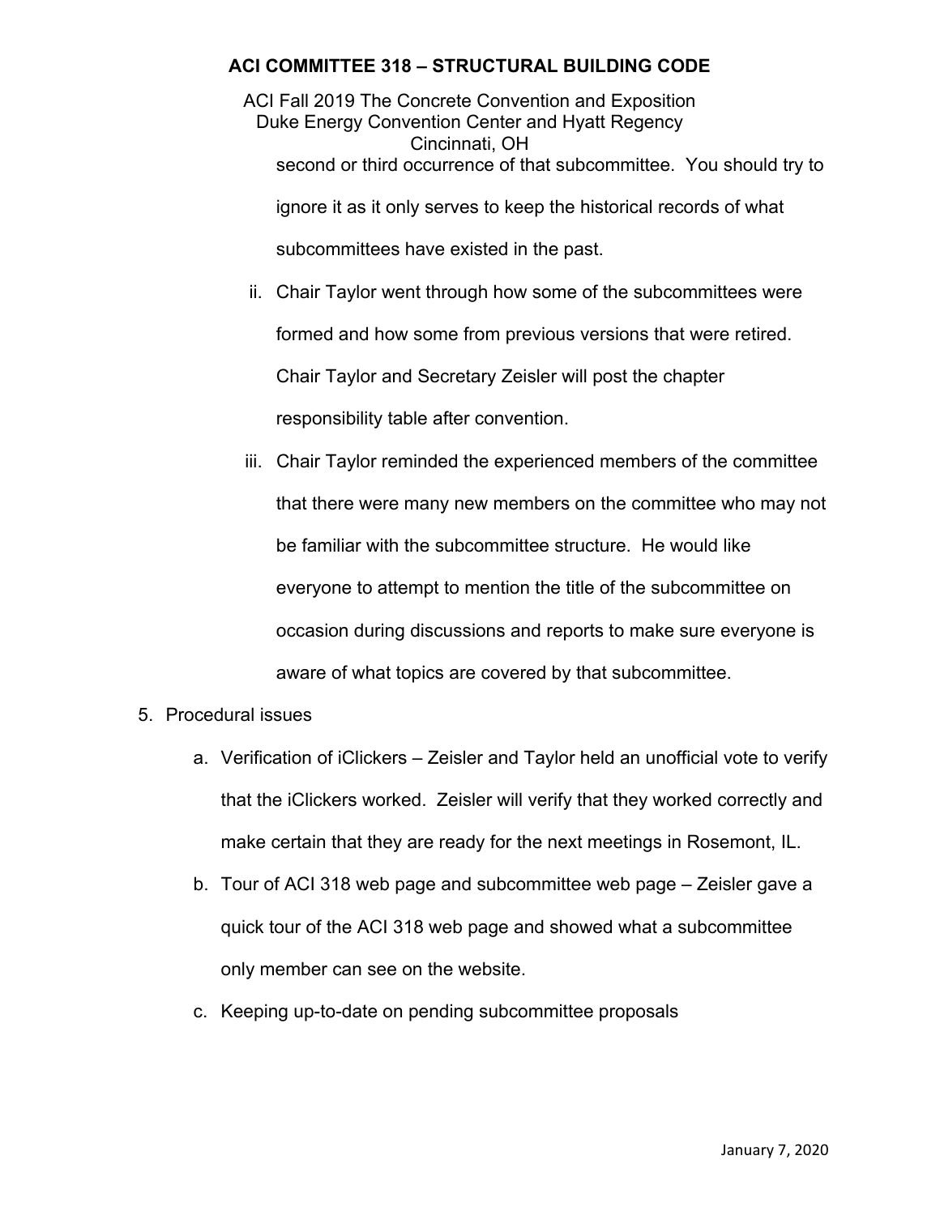second or third occurrence of that subcommittee. You should try to ignore it as it only serves to keep the historical records of what subcommittees have existed in the past.

   ii. Chair Taylor went through how some of the subcommittees were formed and how some from previous versions that were retired. Chair Taylor and Secretary Zeisler will post the chapter responsibility table after convention.

   iii. Chair Taylor reminded the experienced members of the committee that there were many new members on the committee who may not be familiar with the subcommittee structure. He would like everyone to attempt to mention the title of the subcommittee on occasion during discussions and reports to make sure everyone is aware of what topics are covered by that subcommittee.

5. Procedural issues

   a. Verification of iClickers – Zeisler and Taylor held an unofficial vote to verify that the iClickers worked. Zeisler will verify that they worked correctly and make certain that they are ready for the next meetings in Rosemont, IL.

   b. Tour of ACI 318 web page and subcommittee web page – Zeisler gave a quick tour of the ACI 318 web page and showed what a subcommittee only member can see on the website.

   c. Keeping up-to-date on pending subcommittee proposals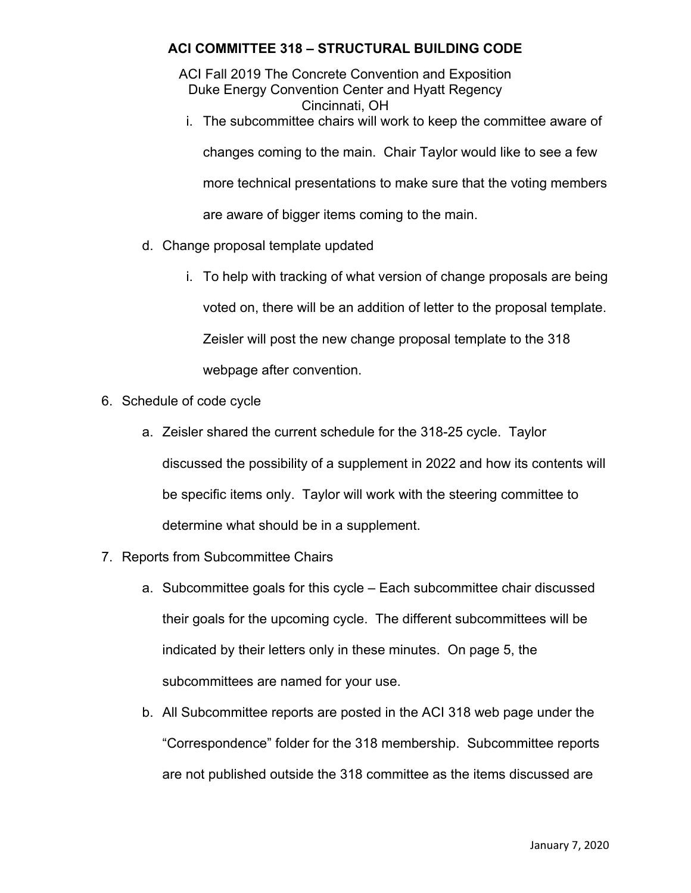i. The subcommittee chairs will work to keep the committee aware of changes coming to the main. Chair Taylor would like to see a few more technical presentations to make sure that the voting members are aware of bigger items coming to the main.

d. Change proposal template updated

    i. To help with tracking of what version of change proposals are being voted on, there will be an addition of letter to the proposal template. Zeisler will post the new change proposal template to the 318 webpage after convention.

6. Schedule of code cycle

    a. Zeisler shared the current schedule for the 318-25 cycle. Taylor discussed the possibility of a supplement in 2022 and how its contents will be specific items only. Taylor will work with the steering committee to determine what should be in a supplement.

7. Reports from Subcommittee Chairs

    a. Subcommittee goals for this cycle – Each subcommittee chair discussed their goals for the upcoming cycle. The different subcommittees will be indicated by their letters only in these minutes. On page 5, the subcommittees are named for your use.

    b. All Subcommittee reports are posted in the ACI 318 web page under the "Correspondence" folder for the 318 membership. Subcommittee reports are not published outside the 318 committee as the items discussed are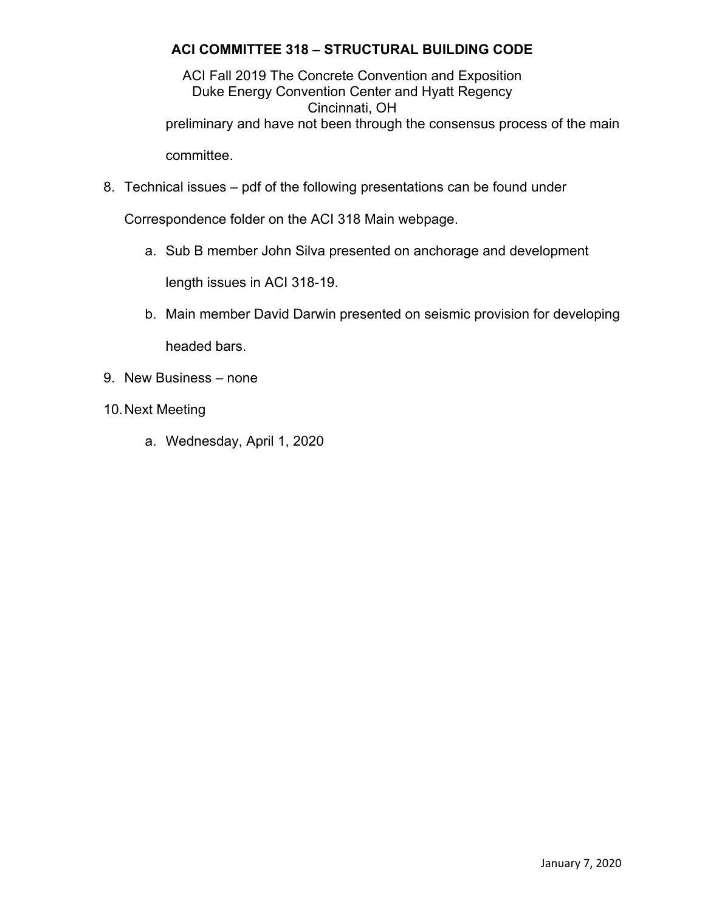preliminary and have not been through the consensus process of the main committee.

8. Technical issues – pdf of the following presentations can be found under Correspondence folder on the ACI 318 Main webpage.
    a. Sub B member John Silva presented on anchorage and development length issues in ACI 318-19.
    b. Main member David Darwin presented on seismic provision for developing headed bars.
9. New Business – none
10. Next Meeting
    a. Wednesday, April 1, 2020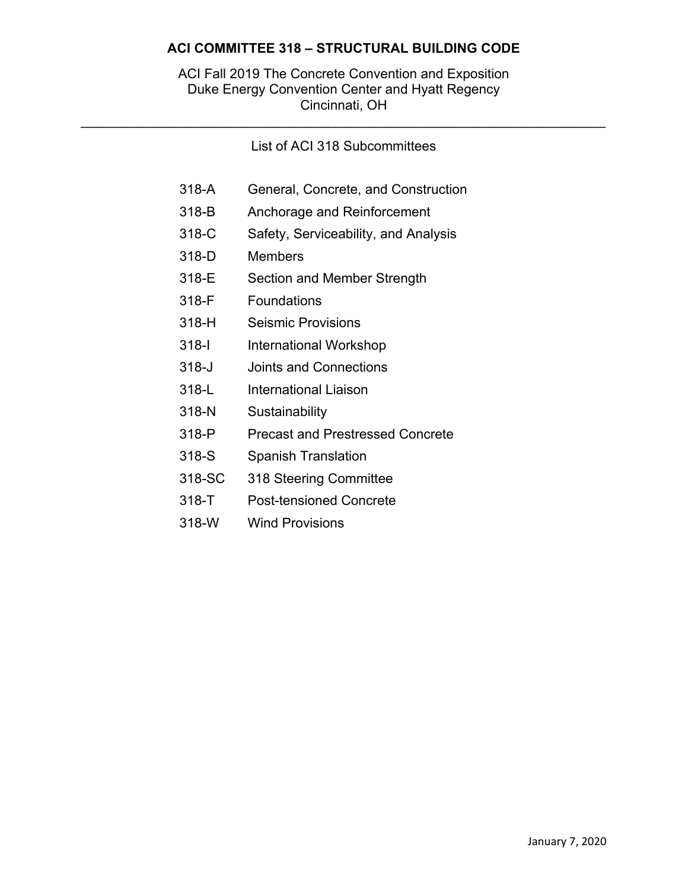**ACI COMMITTEE 318 – STRUCTURAL BUILDING CODE**

ACI Fall 2019 The Concrete Convention and Exposition
Duke Energy Convention Center and Hyatt Regency
Cincinnati, OH

---

List of ACI 318 Subcommittees

| | |
|---|---|
| 318-A | General, Concrete, and Construction |
| 318-B | Anchorage and Reinforcement |
| 318-C | Safety, Serviceability, and Analysis |
| 318-D | Members |
| 318-E | Section and Member Strength |
| 318-F | Foundations |
| 318-H | Seismic Provisions |
| 318-I | International Workshop |
| 318-J | Joints and Connections |
| 318-L | International Liaison |
| 318-N | Sustainability |
| 318-P | Precast and Prestressed Concrete |
| 318-S | Spanish Translation |
| 318-SC | 318 Steering Committee |
| 318-T | Post-tensioned Concrete |
| 318-W | Wind Provisions |

January 7, 2020